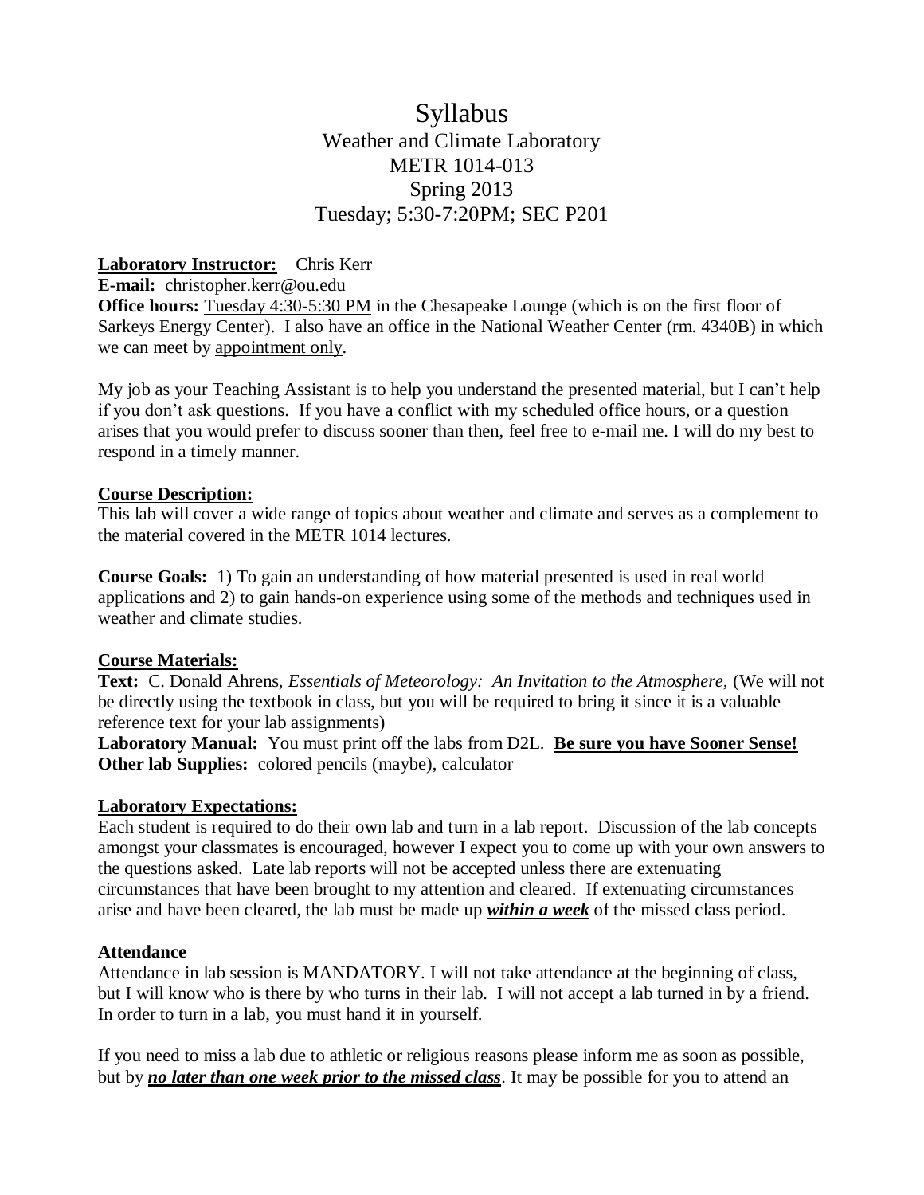# Syllabus

## Weather and Climate Laboratory
## METR 1014-013
## Spring 2013
## Tuesday; 5:30-7:20PM; SEC P201

**Laboratory Instructor:** Chris Kerr

**E-mail:** christopher.kerr@ou.edu

**Office hours:** Tuesday 4:30-5:30 PM in the Chesapeake Lounge (which is on the first floor of Sarkeys Energy Center). I also have an office in the National Weather Center (rm. 4340B) in which we can meet by appointment only.

My job as your Teaching Assistant is to help you understand the presented material, but I can't help if you don't ask questions. If you have a conflict with my scheduled office hours, or a question arises that you would prefer to discuss sooner than then, feel free to e-mail me. I will do my best to respond in a timely manner.

**Course Description:**

This lab will cover a wide range of topics about weather and climate and serves as a complement to the material covered in the METR 1014 lectures.

**Course Goals:** 1) To gain an understanding of how material presented is used in real world applications and 2) to gain hands-on experience using some of the methods and techniques used in weather and climate studies.

**Course Materials:**

**Text:** C. Donald Ahrens, *Essentials of Meteorology: An Invitation to the Atmosphere,* (We will not be directly using the textbook in class, but you will be required to bring it since it is a valuable reference text for your lab assignments)

**Laboratory Manual:** You must print off the labs from D2L. **Be sure you have Sooner Sense!**

**Other lab Supplies:** colored pencils (maybe), calculator

**Laboratory Expectations:**

Each student is required to do their own lab and turn in a lab report. Discussion of the lab concepts amongst your classmates is encouraged, however I expect you to come up with your own answers to the questions asked. Late lab reports will not be accepted unless there are extenuating circumstances that have been brought to my attention and cleared. If extenuating circumstances arise and have been cleared, the lab must be made up ***within a week*** of the missed class period.

**Attendance**

Attendance in lab session is MANDATORY. I will not take attendance at the beginning of class, but I will know who is there by who turns in their lab. I will not accept a lab turned in by a friend. In order to turn in a lab, you must hand it in yourself.

If you need to miss a lab due to athletic or religious reasons please inform me as soon as possible, but by ***no later than one week prior to the missed class***. It may be possible for you to attend an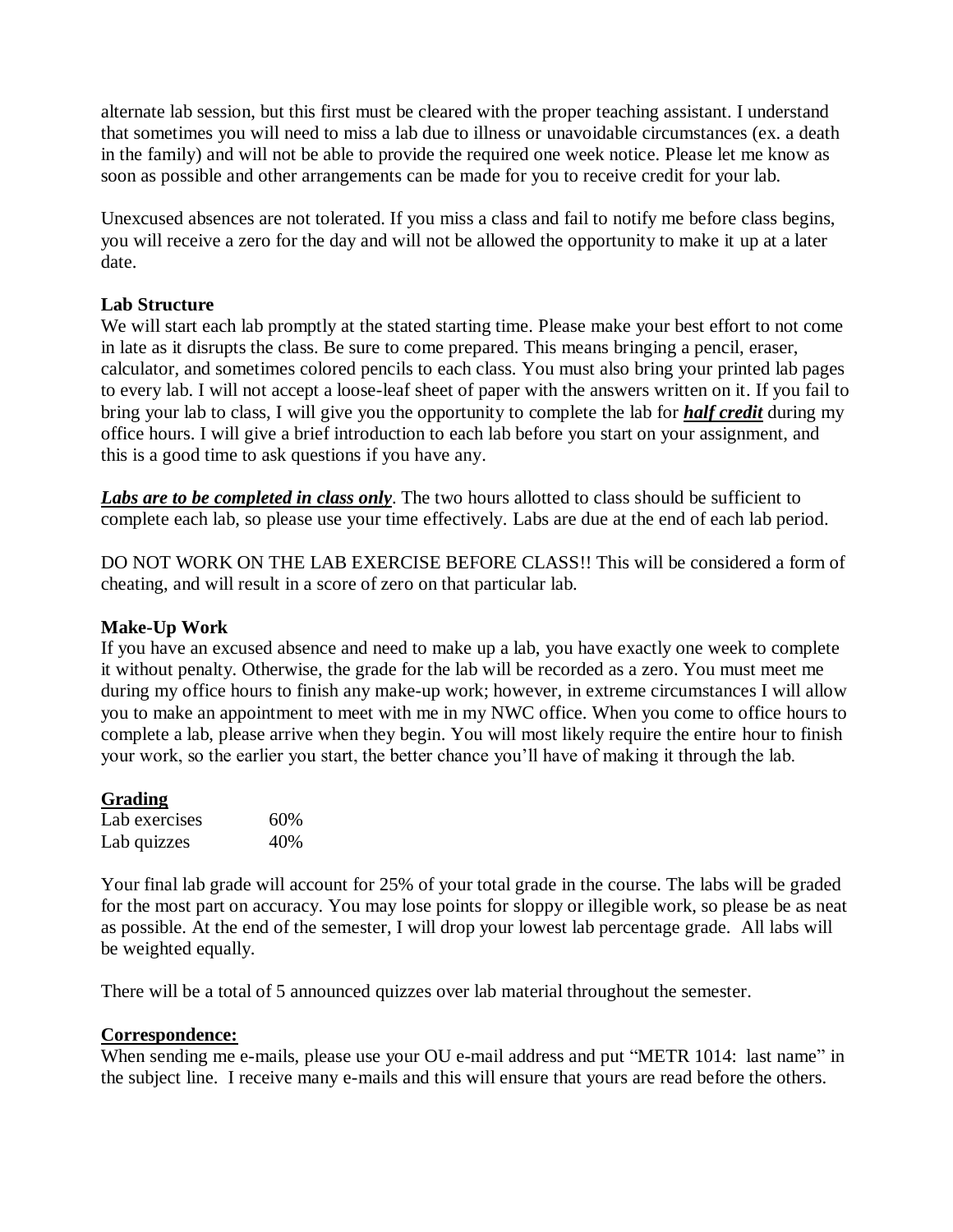alternate lab session, but this first must be cleared with the proper teaching assistant. I understand that sometimes you will need to miss a lab due to illness or unavoidable circumstances (ex. a death in the family) and will not be able to provide the required one week notice. Please let me know as soon as possible and other arrangements can be made for you to receive credit for your lab.

Unexcused absences are not tolerated. If you miss a class and fail to notify me before class begins, you will receive a zero for the day and will not be allowed the opportunity to make it up at a later date.

**Lab Structure**

We will start each lab promptly at the stated starting time. Please make your best effort to not come in late as it disrupts the class. Be sure to come prepared. This means bringing a pencil, eraser, calculator, and sometimes colored pencils to each class. You must also bring your printed lab pages to every lab. I will not accept a loose-leaf sheet of paper with the answers written on it. If you fail to bring your lab to class, I will give you the opportunity to complete the lab for ***<u>half credit</u>*** during my office hours. I will give a brief introduction to each lab before you start on your assignment, and this is a good time to ask questions if you have any.

***<u>Labs are to be completed in class only</u>***. The two hours allotted to class should be sufficient to complete each lab, so please use your time effectively. Labs are due at the end of each lab period.

DO NOT WORK ON THE LAB EXERCISE BEFORE CLASS!! This will be considered a form of cheating, and will result in a score of zero on that particular lab.

**Make-Up Work**

If you have an excused absence and need to make up a lab, you have exactly one week to complete it without penalty. Otherwise, the grade for the lab will be recorded as a zero. You must meet me during my office hours to finish any make-up work; however, in extreme circumstances I will allow you to make an appointment to meet with me in my NWC office. When you come to office hours to complete a lab, please arrive when they begin. You will most likely require the entire hour to finish your work, so the earlier you start, the better chance you'll have of making it through the lab.

**<u>Grading</u>**

| Lab exercises | 60% |
|---|---|
| Lab quizzes | 40% |

Your final lab grade will account for 25% of your total grade in the course. The labs will be graded for the most part on accuracy. You may lose points for sloppy or illegible work, so please be as neat as possible. At the end of the semester, I will drop your lowest lab percentage grade. All labs will be weighted equally.

There will be a total of 5 announced quizzes over lab material throughout the semester.

**<u>Correspondence:</u>**

When sending me e-mails, please use your OU e-mail address and put "METR 1014: last name" in the subject line. I receive many e-mails and this will ensure that yours are read before the others.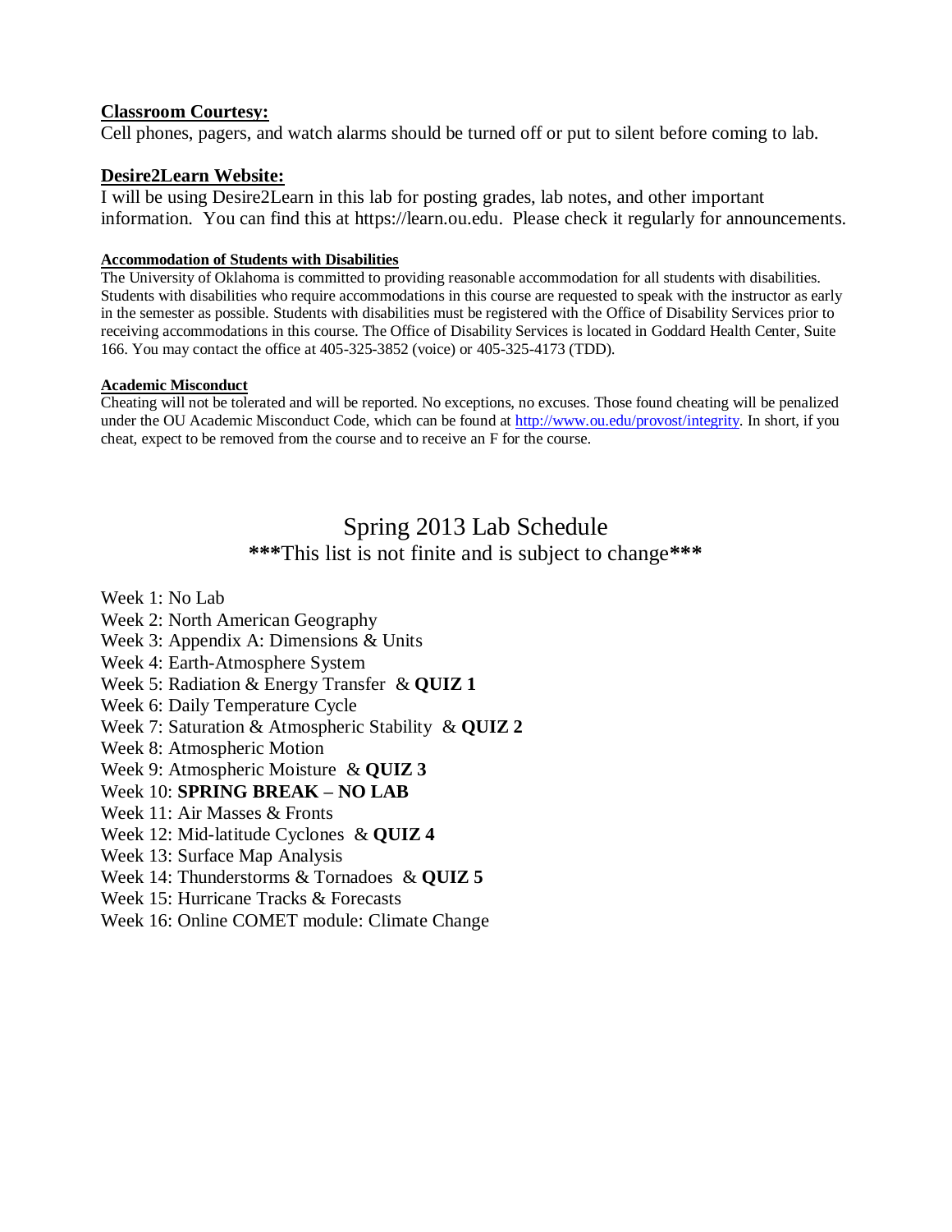**Classroom Courtesy:**
Cell phones, pagers, and watch alarms should be turned off or put to silent before coming to lab.

**Desire2Learn Website:**
I will be using Desire2Learn in this lab for posting grades, lab notes, and other important information. You can find this at https://learn.ou.edu. Please check it regularly for announcements.

**Accommodation of Students with Disabilities**
The University of Oklahoma is committed to providing reasonable accommodation for all students with disabilities. Students with disabilities who require accommodations in this course are requested to speak with the instructor as early in the semester as possible. Students with disabilities must be registered with the Office of Disability Services prior to receiving accommodations in this course. The Office of Disability Services is located in Goddard Health Center, Suite 166. You may contact the office at 405-325-3852 (voice) or 405-325-4173 (TDD).

**Academic Misconduct**
Cheating will not be tolerated and will be reported. No exceptions, no excuses. Those found cheating will be penalized under the OU Academic Misconduct Code, which can be found at http://www.ou.edu/provost/integrity. In short, if you cheat, expect to be removed from the course and to receive an F for the course.

# Spring 2013 Lab Schedule

**\*\*\***This list is not finite and is subject to change**\*\*\***

Week 1: No Lab
Week 2: North American Geography
Week 3: Appendix A: Dimensions & Units
Week 4: Earth-Atmosphere System
Week 5: Radiation & Energy Transfer & **QUIZ 1**
Week 6: Daily Temperature Cycle
Week 7: Saturation & Atmospheric Stability & **QUIZ 2**
Week 8: Atmospheric Motion
Week 9: Atmospheric Moisture & **QUIZ 3**
Week 10: **SPRING BREAK – NO LAB**
Week 11: Air Masses & Fronts
Week 12: Mid-latitude Cyclones & **QUIZ 4**
Week 13: Surface Map Analysis
Week 14: Thunderstorms & Tornadoes & **QUIZ 5**
Week 15: Hurricane Tracks & Forecasts
Week 16: Online COMET module: Climate Change